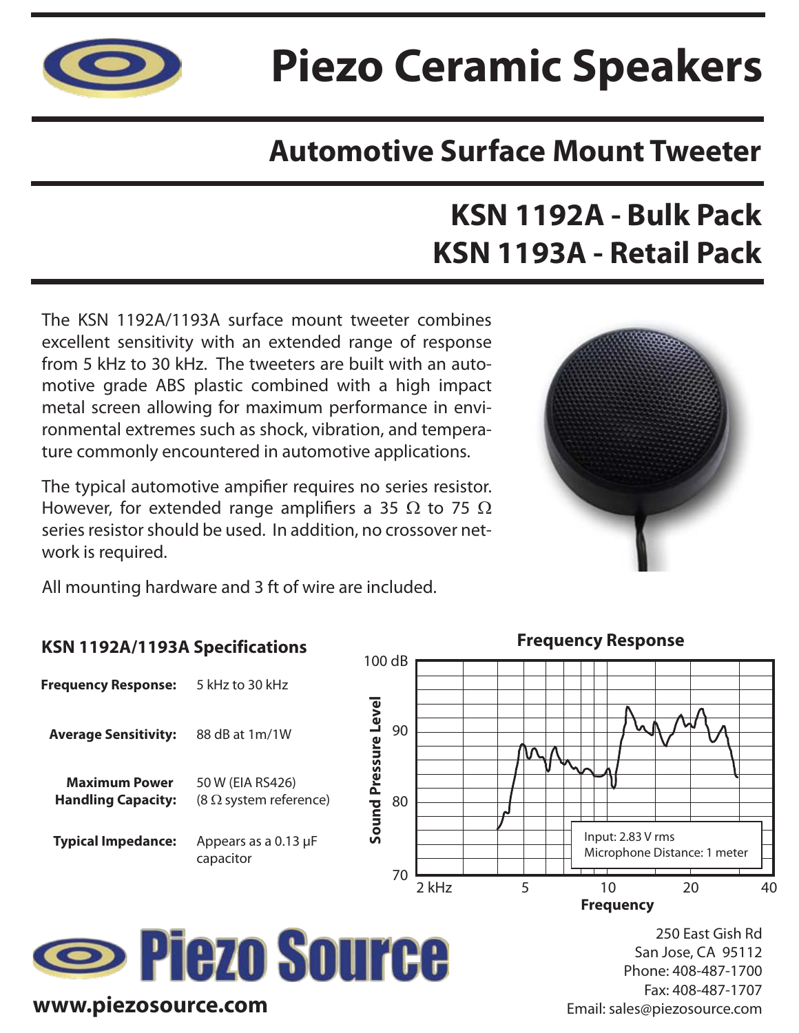# Piezo Ceramic Speakers

## Automotive Surface Mount Tweeter

## KSN 1192A - Bulk Pack
## KSN 1193A - Retail Pack

The KSN 1192A/1193A surface mount tweeter combines excellent sensitivity with an extended range of response from 5 kHz to 30 kHz. The tweeters are built with an automotive grade ABS plastic combined with a high impact metal screen allowing for maximum performance in environmental extremes such as shock, vibration, and temperature commonly encountered in automotive applications.

The typical automotive ampifier requires no series resistor. However, for extended range amplifiers a 35 Ω to 75 Ω series resistor should be used. In addition, no crossover network is required.

All mounting hardware and 3 ft of wire are included.

### KSN 1192A/1193A Specifications

| | |
|---|---|
| **Frequency Response:** | 5 kHz to 30 kHz |
| **Average Sensitivity:** | 88 dB at 1m/1W |
| **Maximum Power Handling Capacity:** | 50 W (EIA RS426) (8 Ω system reference) |
| **Typical Impedance:** | Appears as a 0.13 μF capacitor |

### Frequency Response

Sound Pressure Level: 70, 80, 90, 100 dB

Frequency: 2 kHz, 5, 10, 20, 40

Input: 2.83 V rms
Microphone Distance: 1 meter

**Piezo Source**

www.piezosource.com

250 East Gish Rd
San Jose, CA 95112
Phone: 408-487-1700
Fax: 408-487-1707
Email: sales@piezosource.com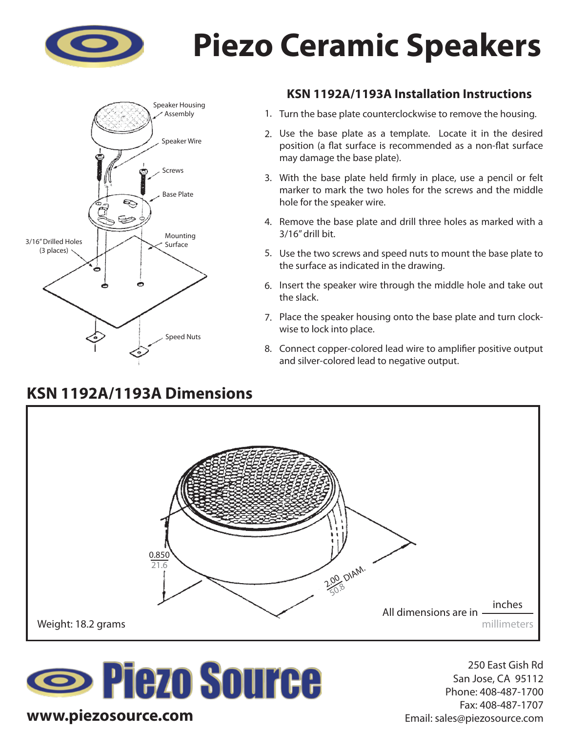# Piezo Ceramic Speakers

Speaker Housing Assembly

Speaker Wire

Screws

Base Plate

Mounting Surface

3/16" Drilled Holes (3 places)

Speed Nuts

## KSN 1192A/1193A Installation Instructions

1. Turn the base plate counterclockwise to remove the housing.
2. Use the base plate as a template. Locate it in the desired position (a flat surface is recommended as a non-flat surface may damage the base plate).
3. With the base plate held firmly in place, use a pencil or felt marker to mark the two holes for the screws and the middle hole for the speaker wire.
4. Remove the base plate and drill three holes as marked with a 3/16" drill bit.
5. Use the two screws and speed nuts to mount the base plate to the surface as indicated in the drawing.
6. Insert the speaker wire through the middle hole and take out the slack.
7. Place the speaker housing onto the base plate and turn clockwise to lock into place.
8. Connect copper-colored lead wire to amplifier positive output and silver-colored lead to negative output.

## KSN 1192A/1193A Dimensions

0.850
21.6

2.00 DIAM.
50.8

Weight: 18.2 grams

All dimensions are in inches / millimeters

Piezo Source

www.piezosource.com

250 East Gish Rd
San Jose, CA 95112
Phone: 408-487-1700
Fax: 408-487-1707
Email: sales@piezosource.com